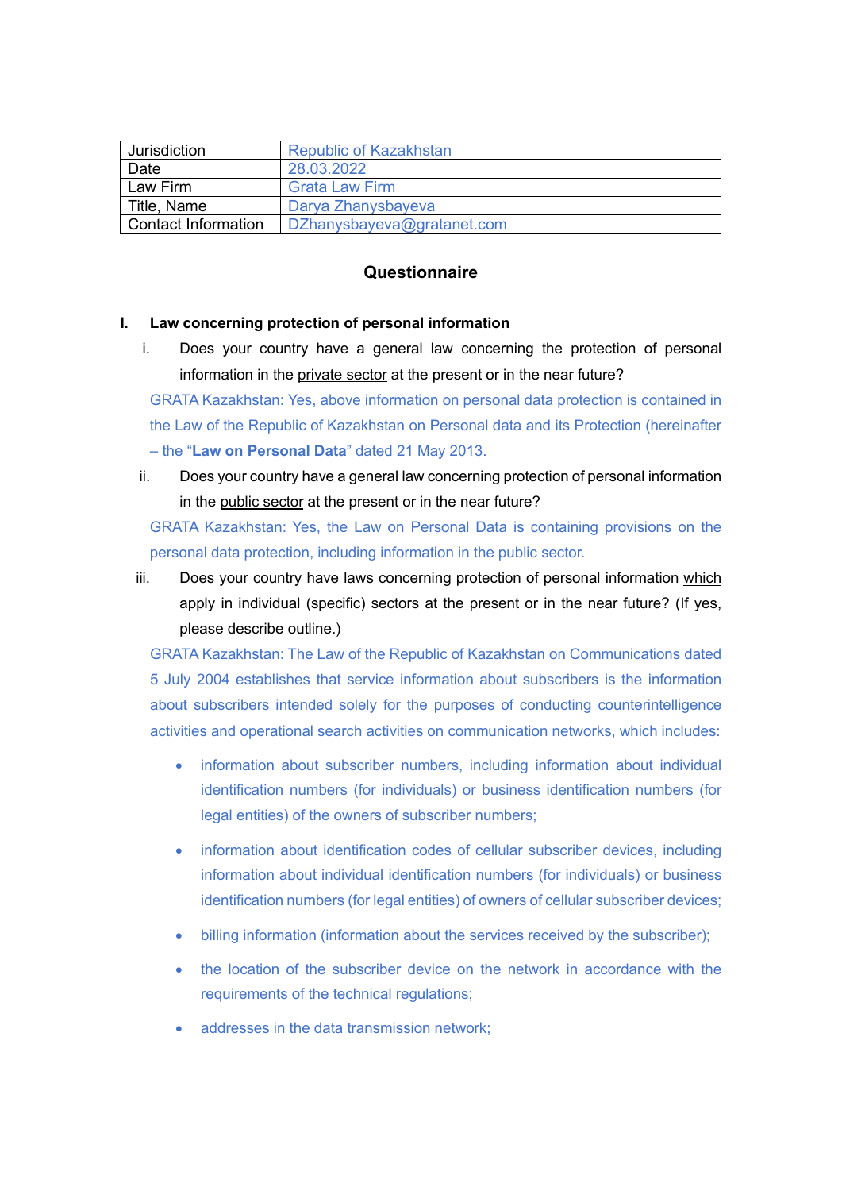| Jurisdiction | Republic of Kazakhstan |
|---|---|
| Date | 28.03.2022 |
| Law Firm | Grata Law Firm |
| Title, Name | Darya Zhanysbayeva |
| Contact Information | DZhanysbayeva@gratanet.com |

## Questionnaire

### I. Law concerning protection of personal information

i. Does your country have a general law concerning the protection of personal information in the private sector at the present or in the near future?

GRATA Kazakhstan: Yes, above information on personal data protection is contained in the Law of the Republic of Kazakhstan on Personal data and its Protection (hereinafter – the "**Law on Personal Data**" dated 21 May 2013.

ii. Does your country have a general law concerning protection of personal information in the public sector at the present or in the near future?

GRATA Kazakhstan: Yes, the Law on Personal Data is containing provisions on the personal data protection, including information in the public sector.

iii. Does your country have laws concerning protection of personal information which apply in individual (specific) sectors at the present or in the near future? (If yes, please describe outline.)

GRATA Kazakhstan: The Law of the Republic of Kazakhstan on Communications dated 5 July 2004 establishes that service information about subscribers is the information about subscribers intended solely for the purposes of conducting counterintelligence activities and operational search activities on communication networks, which includes:

- information about subscriber numbers, including information about individual identification numbers (for individuals) or business identification numbers (for legal entities) of the owners of subscriber numbers;
- information about identification codes of cellular subscriber devices, including information about individual identification numbers (for individuals) or business identification numbers (for legal entities) of owners of cellular subscriber devices;
- billing information (information about the services received by the subscriber);
- the location of the subscriber device on the network in accordance with the requirements of the technical regulations;
- addresses in the data transmission network;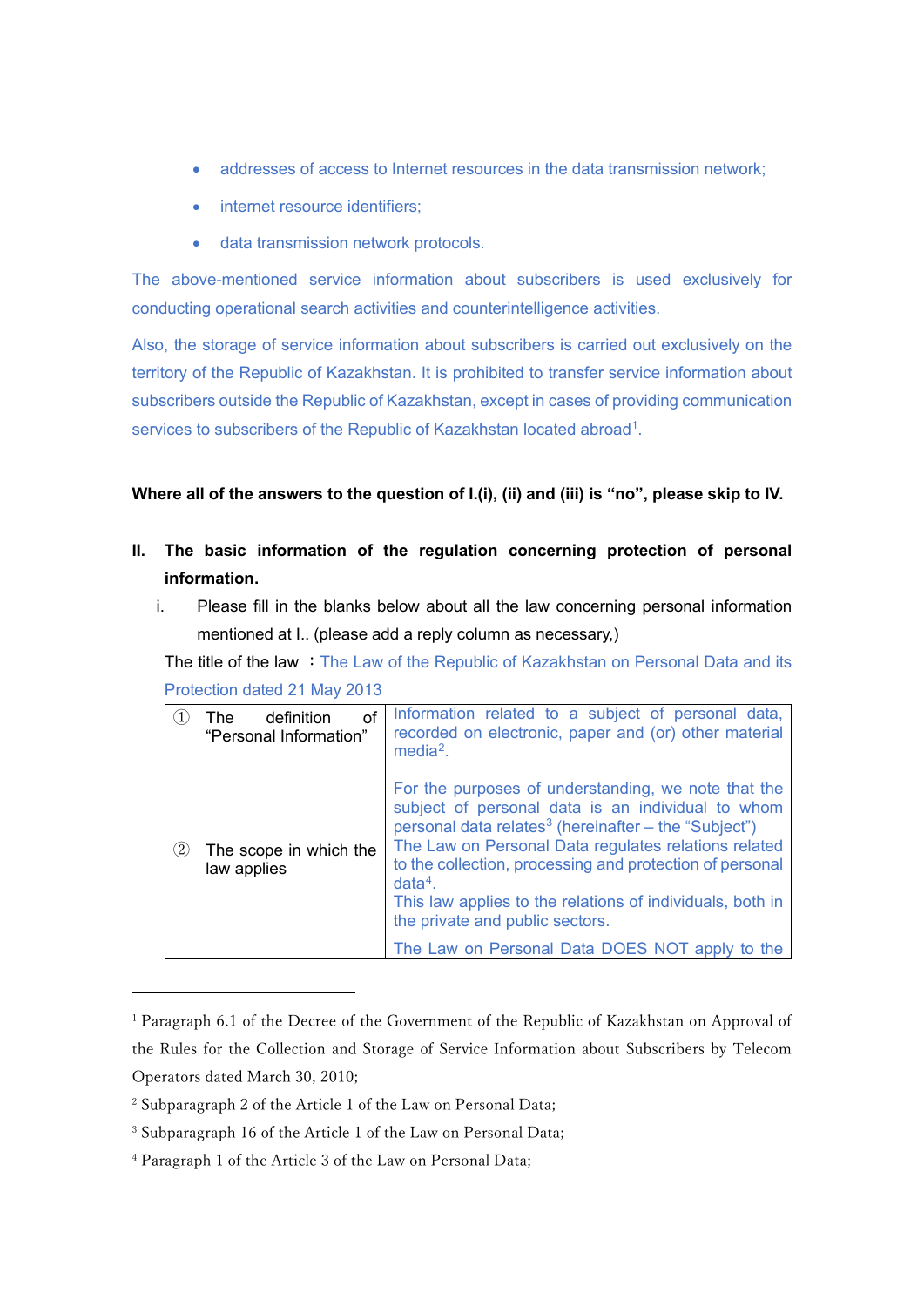- addresses of access to Internet resources in the data transmission network;
- internet resource identifiers;
- data transmission network protocols.

The above-mentioned service information about subscribers is used exclusively for conducting operational search activities and counterintelligence activities.

Also, the storage of service information about subscribers is carried out exclusively on the territory of the Republic of Kazakhstan. It is prohibited to transfer service information about subscribers outside the Republic of Kazakhstan, except in cases of providing communication services to subscribers of the Republic of Kazakhstan located abroad[1].

**Where all of the answers to the question of I.(i), (ii) and (iii) is “no”, please skip to IV.**

## II. The basic information of the regulation concerning protection of personal information.

i. Please fill in the blanks below about all the law concerning personal information mentioned at I.. (please add a reply column as necessary,)

The title of the law ：The Law of the Republic of Kazakhstan on Personal Data and its Protection dated 21 May 2013

| | |
|---|---|
| ① The definition of “Personal Information” | Information related to a subject of personal data, recorded on electronic, paper and (or) other material media[2].<br><br>For the purposes of understanding, we note that the subject of personal data is an individual to whom personal data relates[3] (hereinafter – the “Subject”) |
| ② The scope in which the law applies | The Law on Personal Data regulates relations related to the collection, processing and protection of personal data[4].<br>This law applies to the relations of individuals, both in the private and public sectors.<br>The Law on Personal Data DOES NOT apply to the |

[1] Paragraph 6.1 of the Decree of the Government of the Republic of Kazakhstan on Approval of the Rules for the Collection and Storage of Service Information about Subscribers by Telecom Operators dated March 30, 2010;

[2] Subparagraph 2 of the Article 1 of the Law on Personal Data;

[3] Subparagraph 16 of the Article 1 of the Law on Personal Data;

[4] Paragraph 1 of the Article 3 of the Law on Personal Data;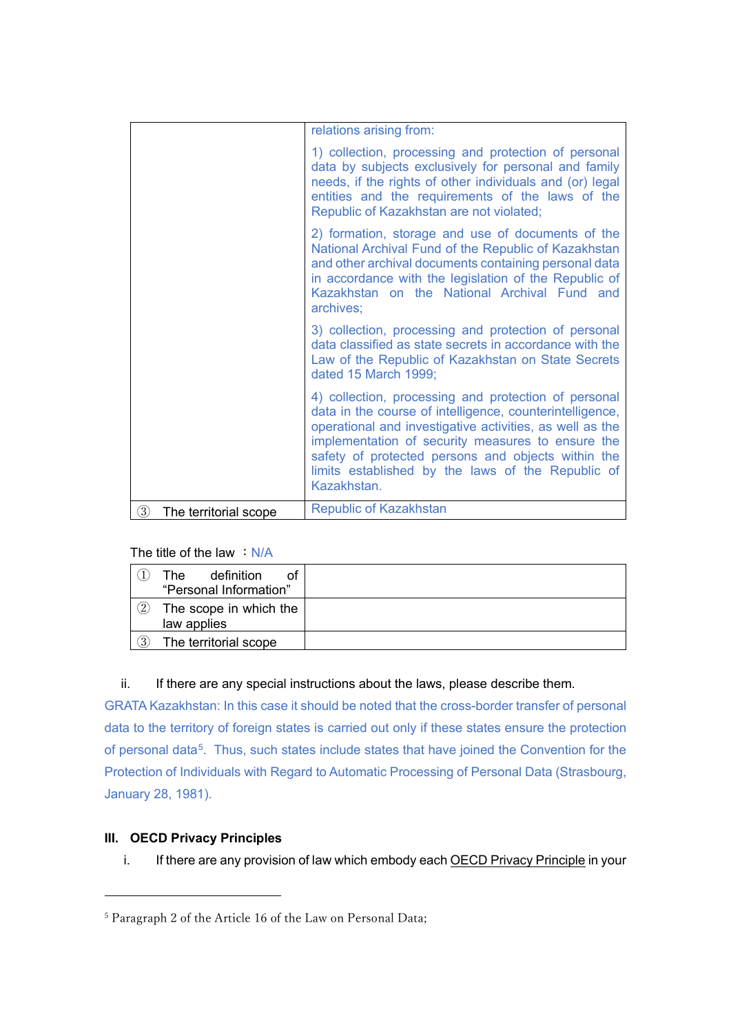|  |  |
|---|---|
|  | relations arising from:<br><br>1) collection, processing and protection of personal data by subjects exclusively for personal and family needs, if the rights of other individuals and (or) legal entities and the requirements of the laws of the Republic of Kazakhstan are not violated;<br><br>2) formation, storage and use of documents of the National Archival Fund of the Republic of Kazakhstan and other archival documents containing personal data in accordance with the legislation of the Republic of Kazakhstan on the National Archival Fund and archives;<br><br>3) collection, processing and protection of personal data classified as state secrets in accordance with the Law of the Republic of Kazakhstan on State Secrets dated 15 March 1999;<br><br>4) collection, processing and protection of personal data in the course of intelligence, counterintelligence, operational and investigative activities, as well as the implementation of security measures to ensure the safety of protected persons and objects within the limits established by the laws of the Republic of Kazakhstan. |
| ③ The territorial scope | Republic of Kazakhstan |

The title of the law ：N/A

|  |  |
|---|---|
| ① The definition of “Personal Information” |  |
| ② The scope in which the law applies |  |
| ③ The territorial scope |  |

ii. If there are any special instructions about the laws, please describe them.

GRATA Kazakhstan: In this case it should be noted that the cross-border transfer of personal data to the territory of foreign states is carried out only if these states ensure the protection of personal data[5]. Thus, such states include states that have joined the Convention for the Protection of Individuals with Regard to Automatic Processing of Personal Data (Strasbourg, January 28, 1981).

## III. OECD Privacy Principles

i. If there are any provision of law which embody each OECD Privacy Principle in your

[5] Paragraph 2 of the Article 16 of the Law on Personal Data;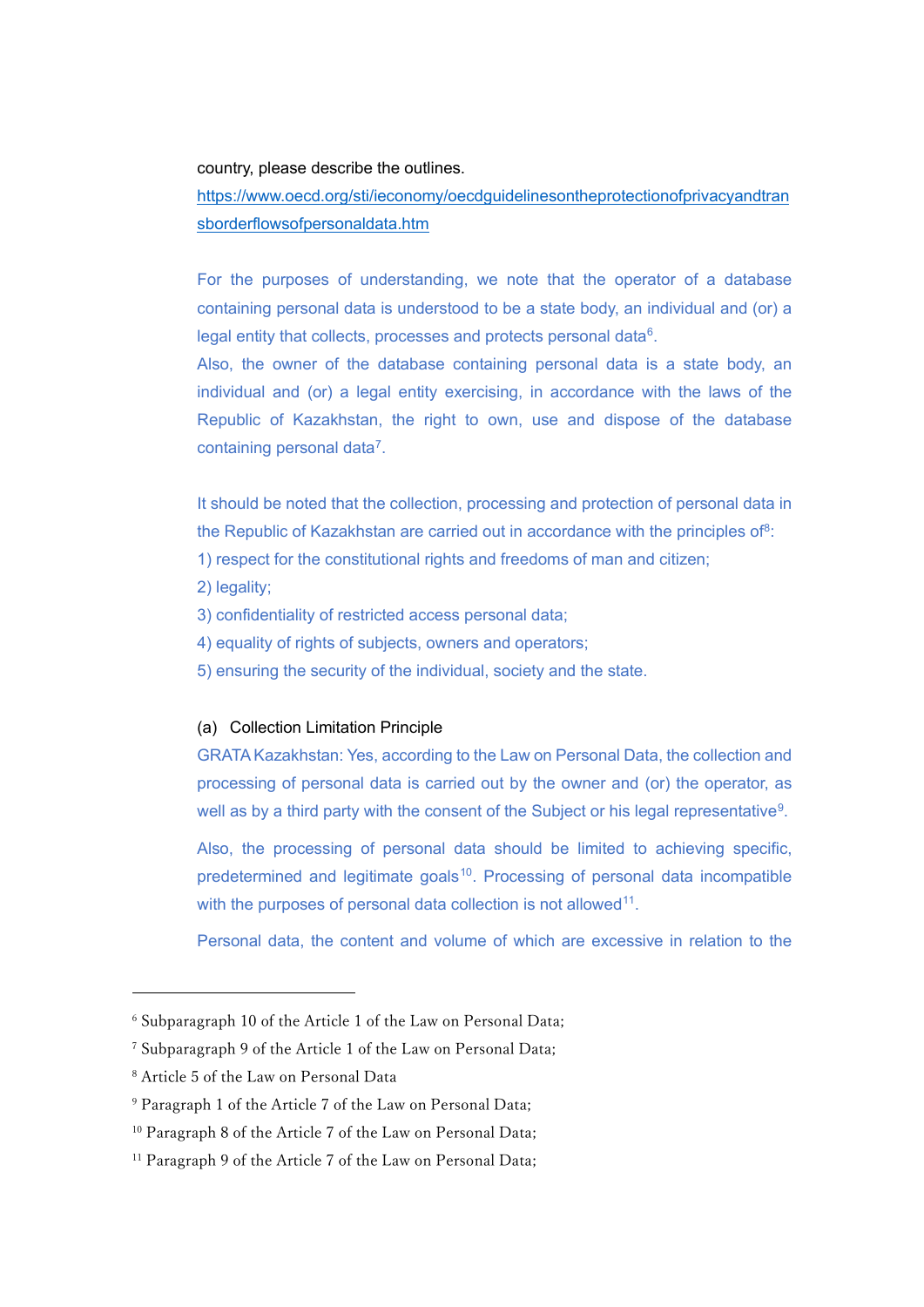country, please describe the outlines.

[https://www.oecd.org/sti/ieconomy/oecdguidelinesontheprotectionofprivacyandtransborderflowsofpersonaldata.htm](https://www.oecd.org/sti/ieconomy/oecdguidelinesontheprotectionofprivacyandtransborderflowsofpersonaldata.htm)

For the purposes of understanding, we note that the operator of a database containing personal data is understood to be a state body, an individual and (or) a legal entity that collects, processes and protects personal data[6].

Also, the owner of the database containing personal data is a state body, an individual and (or) a legal entity exercising, in accordance with the laws of the Republic of Kazakhstan, the right to own, use and dispose of the database containing personal data[7].

It should be noted that the collection, processing and protection of personal data in the Republic of Kazakhstan are carried out in accordance with the principles of[8]:

1) respect for the constitutional rights and freedoms of man and citizen;
2) legality;
3) confidentiality of restricted access personal data;
4) equality of rights of subjects, owners and operators;
5) ensuring the security of the individual, society and the state.

(a) Collection Limitation Principle

GRATA Kazakhstan: Yes, according to the Law on Personal Data, the collection and processing of personal data is carried out by the owner and (or) the operator, as well as by a third party with the consent of the Subject or his legal representative[9].

Also, the processing of personal data should be limited to achieving specific, predetermined and legitimate goals[10]. Processing of personal data incompatible with the purposes of personal data collection is not allowed[11].

Personal data, the content and volume of which are excessive in relation to the

---

[6] Subparagraph 10 of the Article 1 of the Law on Personal Data;

[7] Subparagraph 9 of the Article 1 of the Law on Personal Data;

[8] Article 5 of the Law on Personal Data

[9] Paragraph 1 of the Article 7 of the Law on Personal Data;

[10] Paragraph 8 of the Article 7 of the Law on Personal Data;

[11] Paragraph 9 of the Article 7 of the Law on Personal Data;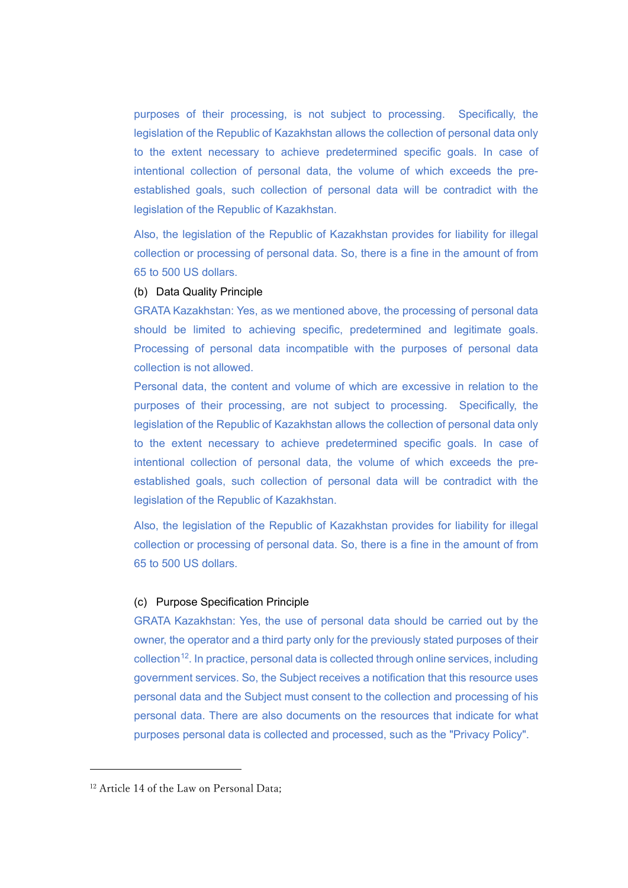purposes of their processing, is not subject to processing. Specifically, the legislation of the Republic of Kazakhstan allows the collection of personal data only to the extent necessary to achieve predetermined specific goals. In case of intentional collection of personal data, the volume of which exceeds the pre-established goals, such collection of personal data will be contradict with the legislation of the Republic of Kazakhstan.

Also, the legislation of the Republic of Kazakhstan provides for liability for illegal collection or processing of personal data. So, there is a fine in the amount of from 65 to 500 US dollars.

(b) Data Quality Principle

GRATA Kazakhstan: Yes, as we mentioned above, the processing of personal data should be limited to achieving specific, predetermined and legitimate goals. Processing of personal data incompatible with the purposes of personal data collection is not allowed.

Personal data, the content and volume of which are excessive in relation to the purposes of their processing, are not subject to processing. Specifically, the legislation of the Republic of Kazakhstan allows the collection of personal data only to the extent necessary to achieve predetermined specific goals. In case of intentional collection of personal data, the volume of which exceeds the pre-established goals, such collection of personal data will be contradict with the legislation of the Republic of Kazakhstan.

Also, the legislation of the Republic of Kazakhstan provides for liability for illegal collection or processing of personal data. So, there is a fine in the amount of from 65 to 500 US dollars.

(c) Purpose Specification Principle

GRATA Kazakhstan: Yes, the use of personal data should be carried out by the owner, the operator and a third party only for the previously stated purposes of their collection[12]. In practice, personal data is collected through online services, including government services. So, the Subject receives a notification that this resource uses personal data and the Subject must consent to the collection and processing of his personal data. There are also documents on the resources that indicate for what purposes personal data is collected and processed, such as the "Privacy Policy".

---

[12] Article 14 of the Law on Personal Data;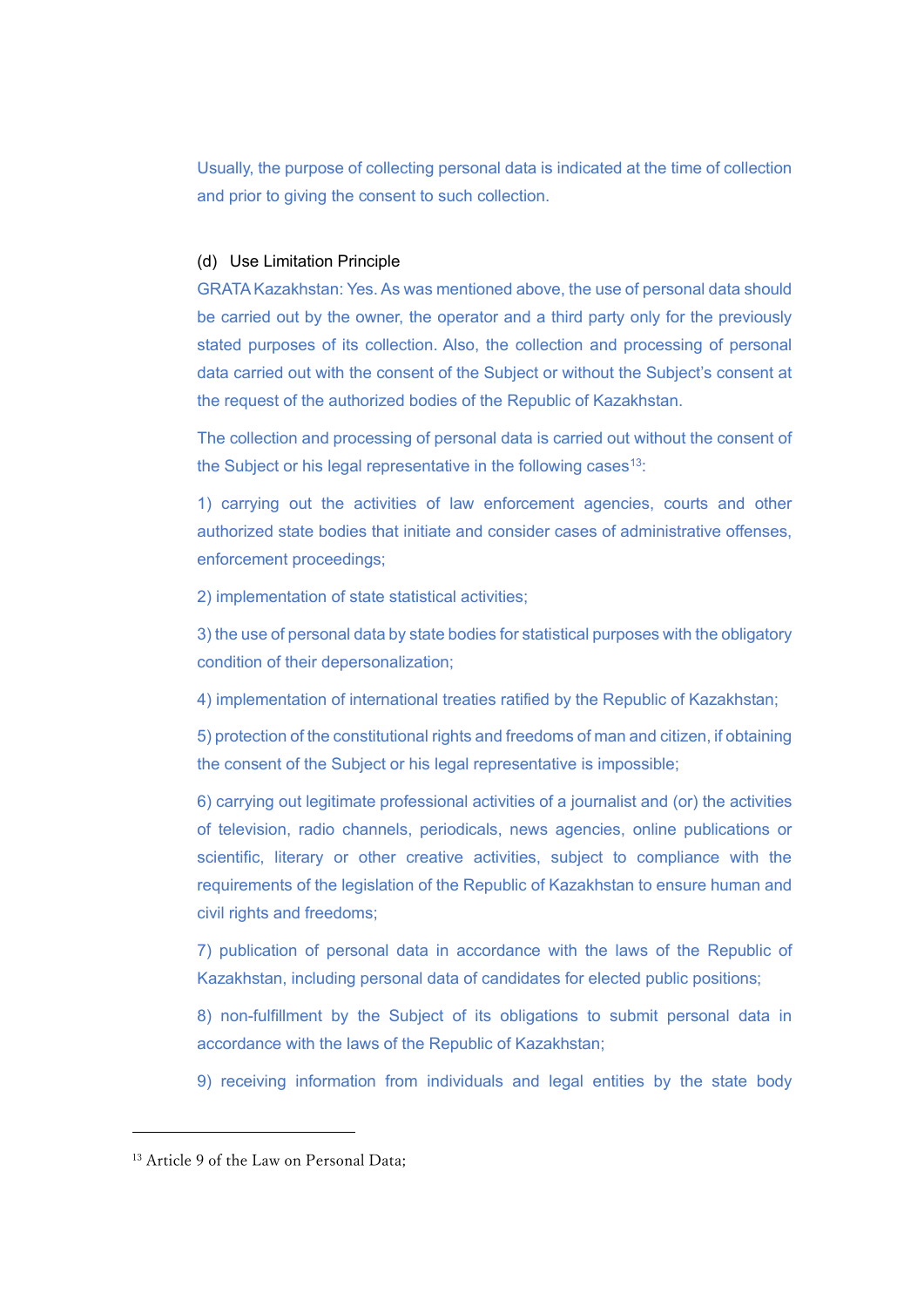Usually, the purpose of collecting personal data is indicated at the time of collection and prior to giving the consent to such collection.

(d) Use Limitation Principle

GRATA Kazakhstan: Yes. As was mentioned above, the use of personal data should be carried out by the owner, the operator and a third party only for the previously stated purposes of its collection. Also, the collection and processing of personal data carried out with the consent of the Subject or without the Subject's consent at the request of the authorized bodies of the Republic of Kazakhstan.

The collection and processing of personal data is carried out without the consent of the Subject or his legal representative in the following cases[13]:

1) carrying out the activities of law enforcement agencies, courts and other authorized state bodies that initiate and consider cases of administrative offenses, enforcement proceedings;

2) implementation of state statistical activities;

3) the use of personal data by state bodies for statistical purposes with the obligatory condition of their depersonalization;

4) implementation of international treaties ratified by the Republic of Kazakhstan;

5) protection of the constitutional rights and freedoms of man and citizen, if obtaining the consent of the Subject or his legal representative is impossible;

6) carrying out legitimate professional activities of a journalist and (or) the activities of television, radio channels, periodicals, news agencies, online publications or scientific, literary or other creative activities, subject to compliance with the requirements of the legislation of the Republic of Kazakhstan to ensure human and civil rights and freedoms;

7) publication of personal data in accordance with the laws of the Republic of Kazakhstan, including personal data of candidates for elected public positions;

8) non-fulfillment by the Subject of its obligations to submit personal data in accordance with the laws of the Republic of Kazakhstan;

9) receiving information from individuals and legal entities by the state body

[13] Article 9 of the Law on Personal Data;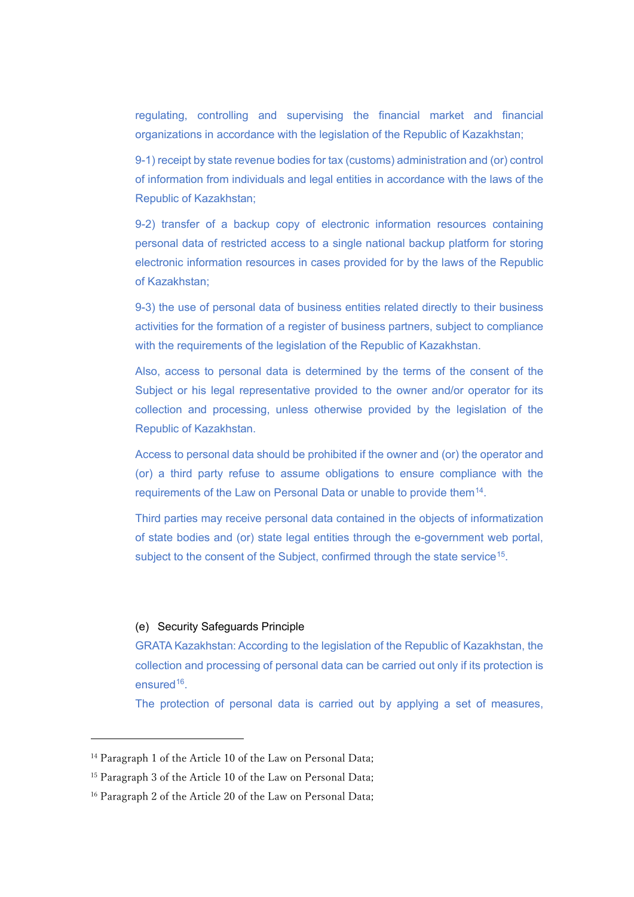regulating, controlling and supervising the financial market and financial organizations in accordance with the legislation of the Republic of Kazakhstan;

9-1) receipt by state revenue bodies for tax (customs) administration and (or) control of information from individuals and legal entities in accordance with the laws of the Republic of Kazakhstan;

9-2) transfer of a backup copy of electronic information resources containing personal data of restricted access to a single national backup platform for storing electronic information resources in cases provided for by the laws of the Republic of Kazakhstan;

9-3) the use of personal data of business entities related directly to their business activities for the formation of a register of business partners, subject to compliance with the requirements of the legislation of the Republic of Kazakhstan.

Also, access to personal data is determined by the terms of the consent of the Subject or his legal representative provided to the owner and/or operator for its collection and processing, unless otherwise provided by the legislation of the Republic of Kazakhstan.

Access to personal data should be prohibited if the owner and (or) the operator and (or) a third party refuse to assume obligations to ensure compliance with the requirements of the Law on Personal Data or unable to provide them[14].

Third parties may receive personal data contained in the objects of informatization of state bodies and (or) state legal entities through the e-government web portal, subject to the consent of the Subject, confirmed through the state service[15].

(e) Security Safeguards Principle

GRATA Kazakhstan: According to the legislation of the Republic of Kazakhstan, the collection and processing of personal data can be carried out only if its protection is ensured[16].

The protection of personal data is carried out by applying a set of measures,

---

[14] Paragraph 1 of the Article 10 of the Law on Personal Data;

[15] Paragraph 3 of the Article 10 of the Law on Personal Data;

[16] Paragraph 2 of the Article 20 of the Law on Personal Data;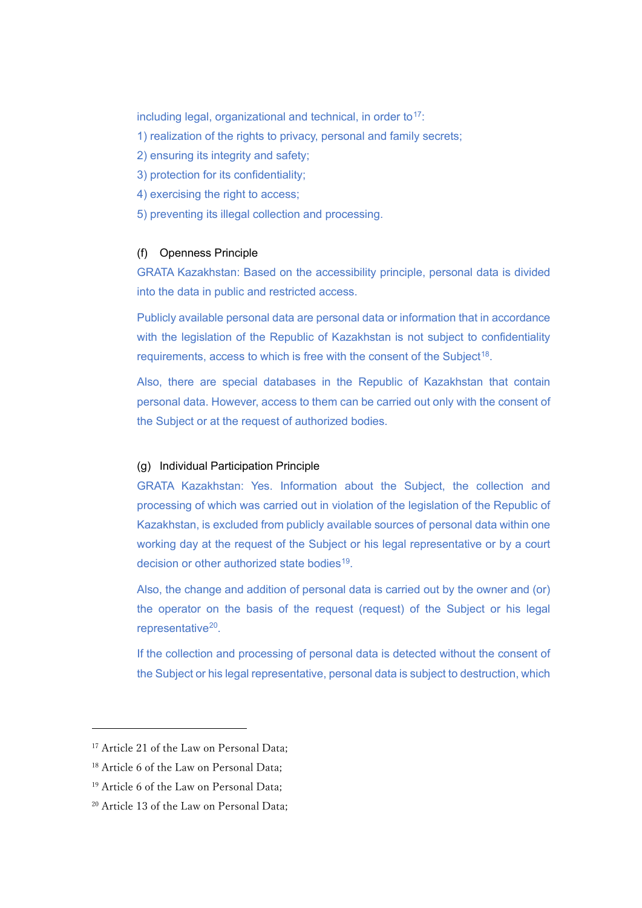including legal, organizational and technical, in order to[17]:

1) realization of the rights to privacy, personal and family secrets;
2) ensuring its integrity and safety;
3) protection for its confidentiality;
4) exercising the right to access;
5) preventing its illegal collection and processing.

(f) Openness Principle

GRATA Kazakhstan: Based on the accessibility principle, personal data is divided into the data in public and restricted access.

Publicly available personal data are personal data or information that in accordance with the legislation of the Republic of Kazakhstan is not subject to confidentiality requirements, access to which is free with the consent of the Subject[18].

Also, there are special databases in the Republic of Kazakhstan that contain personal data. However, access to them can be carried out only with the consent of the Subject or at the request of authorized bodies.

(g) Individual Participation Principle

GRATA Kazakhstan: Yes. Information about the Subject, the collection and processing of which was carried out in violation of the legislation of the Republic of Kazakhstan, is excluded from publicly available sources of personal data within one working day at the request of the Subject or his legal representative or by a court decision or other authorized state bodies[19].

Also, the change and addition of personal data is carried out by the owner and (or) the operator on the basis of the request (request) of the Subject or his legal representative[20].

If the collection and processing of personal data is detected without the consent of the Subject or his legal representative, personal data is subject to destruction, which

---

[17] Article 21 of the Law on Personal Data;

[18] Article 6 of the Law on Personal Data;

[19] Article 6 of the Law on Personal Data;

[20] Article 13 of the Law on Personal Data;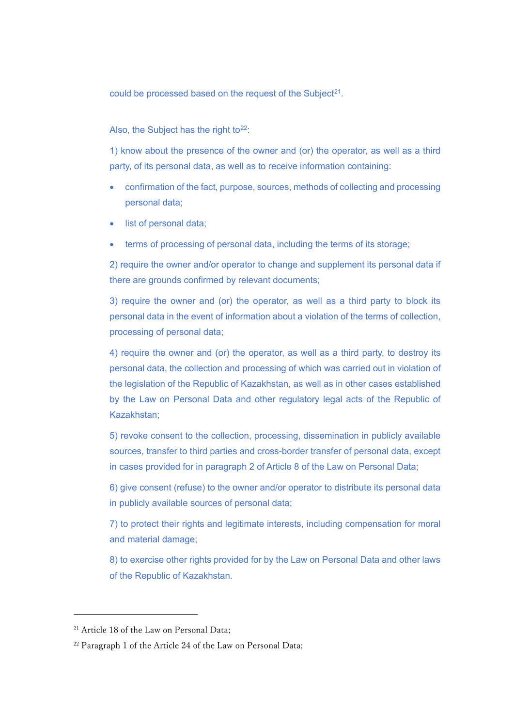could be processed based on the request of the Subject[21].

Also, the Subject has the right to[22]:

1) know about the presence of the owner and (or) the operator, as well as a third party, of its personal data, as well as to receive information containing:

- confirmation of the fact, purpose, sources, methods of collecting and processing personal data;
- list of personal data;
- terms of processing of personal data, including the terms of its storage;

2) require the owner and/or operator to change and supplement its personal data if there are grounds confirmed by relevant documents;

3) require the owner and (or) the operator, as well as a third party to block its personal data in the event of information about a violation of the terms of collection, processing of personal data;

4) require the owner and (or) the operator, as well as a third party, to destroy its personal data, the collection and processing of which was carried out in violation of the legislation of the Republic of Kazakhstan, as well as in other cases established by the Law on Personal Data and other regulatory legal acts of the Republic of Kazakhstan;

5) revoke consent to the collection, processing, dissemination in publicly available sources, transfer to third parties and cross-border transfer of personal data, except in cases provided for in paragraph 2 of Article 8 of the Law on Personal Data;

6) give consent (refuse) to the owner and/or operator to distribute its personal data in publicly available sources of personal data;

7) to protect their rights and legitimate interests, including compensation for moral and material damage;

8) to exercise other rights provided for by the Law on Personal Data and other laws of the Republic of Kazakhstan.

---

[21] Article 18 of the Law on Personal Data;

[22] Paragraph 1 of the Article 24 of the Law on Personal Data;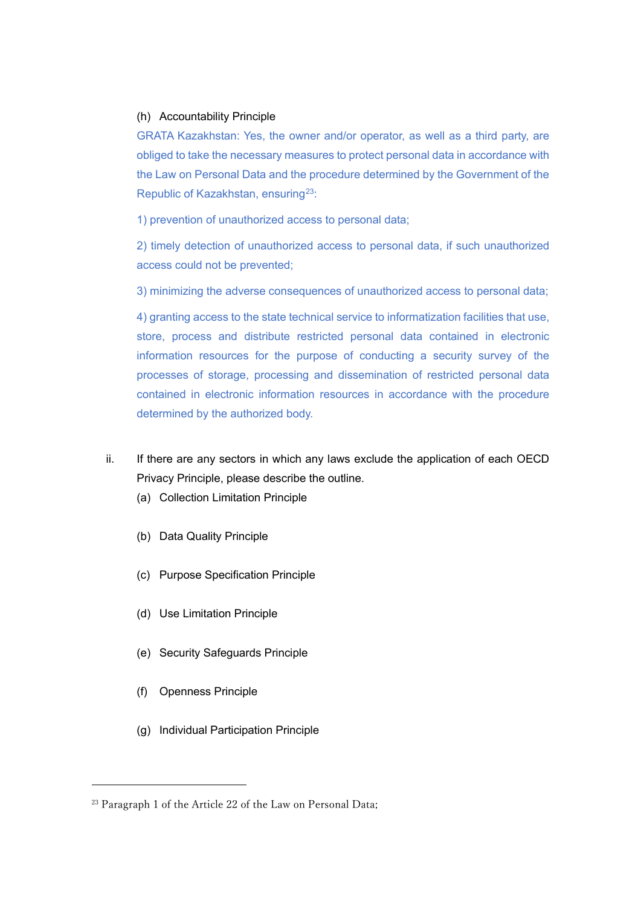(h) Accountability Principle

GRATA Kazakhstan: Yes, the owner and/or operator, as well as a third party, are obliged to take the necessary measures to protect personal data in accordance with the Law on Personal Data and the procedure determined by the Government of the Republic of Kazakhstan, ensuring[23]:

1) prevention of unauthorized access to personal data;

2) timely detection of unauthorized access to personal data, if such unauthorized access could not be prevented;

3) minimizing the adverse consequences of unauthorized access to personal data;

4) granting access to the state technical service to informatization facilities that use, store, process and distribute restricted personal data contained in electronic information resources for the purpose of conducting a security survey of the processes of storage, processing and dissemination of restricted personal data contained in electronic information resources in accordance with the procedure determined by the authorized body.

ii. If there are any sectors in which any laws exclude the application of each OECD Privacy Principle, please describe the outline.

(a) Collection Limitation Principle

(b) Data Quality Principle

(c) Purpose Specification Principle

(d) Use Limitation Principle

(e) Security Safeguards Principle

(f) Openness Principle

(g) Individual Participation Principle

---

[23] Paragraph 1 of the Article 22 of the Law on Personal Data;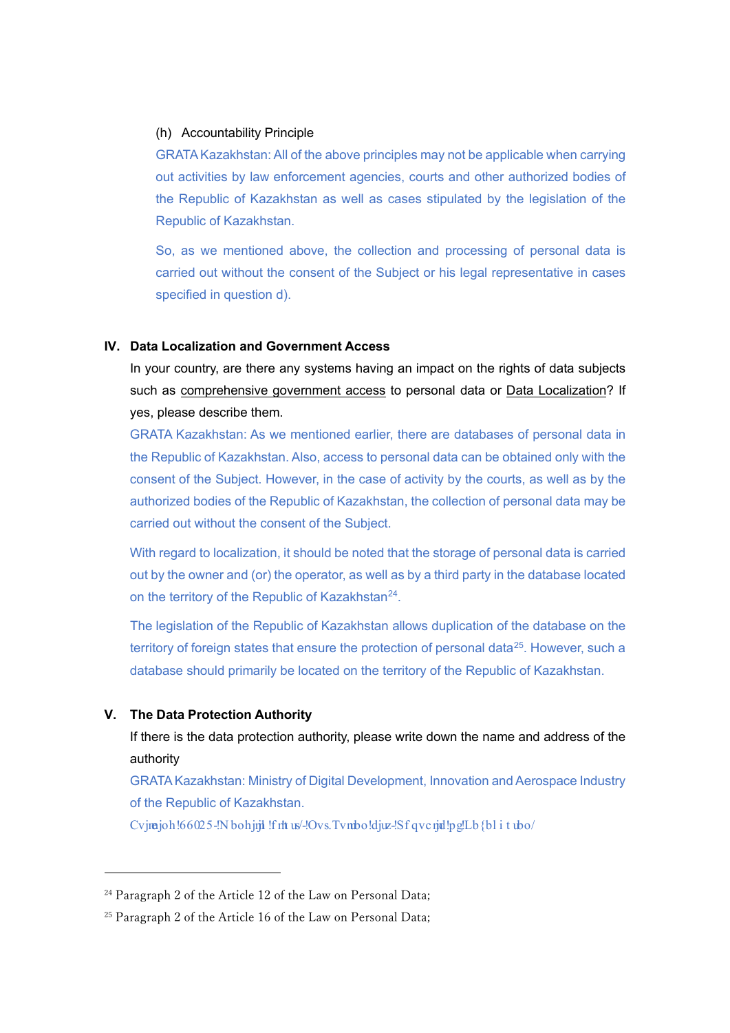(h) Accountability Principle

GRATA Kazakhstan: All of the above principles may not be applicable when carrying out activities by law enforcement agencies, courts and other authorized bodies of the Republic of Kazakhstan as well as cases stipulated by the legislation of the Republic of Kazakhstan.

So, as we mentioned above, the collection and processing of personal data is carried out without the consent of the Subject or his legal representative in cases specified in question d).

## IV. Data Localization and Government Access

In your country, are there any systems having an impact on the rights of data subjects such as comprehensive government access to personal data or Data Localization? If yes, please describe them.

GRATA Kazakhstan: As we mentioned earlier, there are databases of personal data in the Republic of Kazakhstan. Also, access to personal data can be obtained only with the consent of the Subject. However, in the case of activity by the courts, as well as by the authorized bodies of the Republic of Kazakhstan, the collection of personal data may be carried out without the consent of the Subject.

With regard to localization, it should be noted that the storage of personal data is carried out by the owner and (or) the operator, as well as by a third party in the database located on the territory of the Republic of Kazakhstan[24].

The legislation of the Republic of Kazakhstan allows duplication of the database on the territory of foreign states that ensure the protection of personal data[25]. However, such a database should primarily be located on the territory of the Republic of Kazakhstan.

## V. The Data Protection Authority

If there is the data protection authority, please write down the name and address of the authority

GRATA Kazakhstan: Ministry of Digital Development, Innovation and Aerospace Industry of the Republic of Kazakhstan.

Cvjmejoh!66025-!Nbohjmjl!fmt us/-!Ovs.Tvmbo!djuz-!Sfqvcmjd!pg!Lb{bl i t ubo/

---

[24] Paragraph 2 of the Article 12 of the Law on Personal Data;

[25] Paragraph 2 of the Article 16 of the Law on Personal Data;